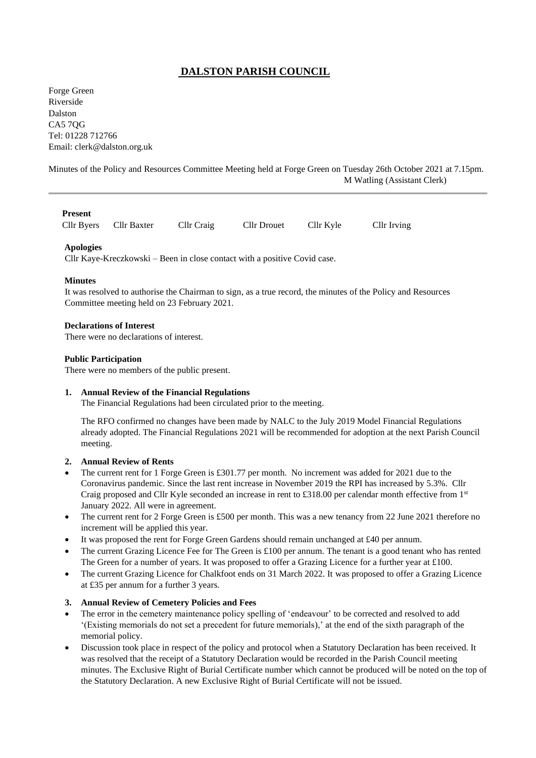# DALSTON PARISH COUNCIL

Forge Green
Riverside
Dalston
CA5 7QG
Tel: 01228 712766
Email: clerk@dalston.org.uk

Minutes of the Policy and Resources Committee Meeting held at Forge Green on Tuesday 26th October 2021 at 7.15pm.
M Watling (Assistant Clerk)

---

**Present**

Cllr Byers    Cllr Baxter    Cllr Craig    Cllr Drouet    Cllr Kyle    Cllr Irving

**Apologies**

Cllr Kaye-Kreczkowski – Been in close contact with a positive Covid case.

**Minutes**

It was resolved to authorise the Chairman to sign, as a true record, the minutes of the Policy and Resources Committee meeting held on 23 February 2021.

**Declarations of Interest**

There were no declarations of interest.

**Public Participation**

There were no members of the public present.

**1. Annual Review of the Financial Regulations**

The Financial Regulations had been circulated prior to the meeting.

The RFO confirmed no changes have been made by NALC to the July 2019 Model Financial Regulations already adopted. The Financial Regulations 2021 will be recommended for adoption at the next Parish Council meeting.

**2. Annual Review of Rents**

- The current rent for 1 Forge Green is £301.77 per month. No increment was added for 2021 due to the Coronavirus pandemic. Since the last rent increase in November 2019 the RPI has increased by 5.3%. Cllr Craig proposed and Cllr Kyle seconded an increase in rent to £318.00 per calendar month effective from 1st January 2022. All were in agreement.
- The current rent for 2 Forge Green is £500 per month. This was a new tenancy from 22 June 2021 therefore no increment will be applied this year.
- It was proposed the rent for Forge Green Gardens should remain unchanged at £40 per annum.
- The current Grazing Licence Fee for The Green is £100 per annum. The tenant is a good tenant who has rented The Green for a number of years. It was proposed to offer a Grazing Licence for a further year at £100.
- The current Grazing Licence for Chalkfoot ends on 31 March 2022. It was proposed to offer a Grazing Licence at £35 per annum for a further 3 years.

**3. Annual Review of Cemetery Policies and Fees**

- The error in the cemetery maintenance policy spelling of 'endeavour' to be corrected and resolved to add '(Existing memorials do not set a precedent for future memorials),' at the end of the sixth paragraph of the memorial policy.
- Discussion took place in respect of the policy and protocol when a Statutory Declaration has been received. It was resolved that the receipt of a Statutory Declaration would be recorded in the Parish Council meeting minutes. The Exclusive Right of Burial Certificate number which cannot be produced will be noted on the top of the Statutory Declaration. A new Exclusive Right of Burial Certificate will not be issued.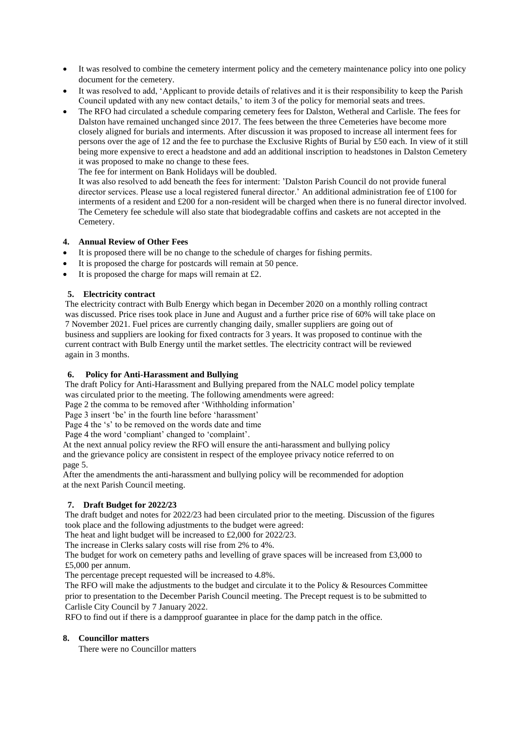- It was resolved to combine the cemetery interment policy and the cemetery maintenance policy into one policy document for the cemetery.
- It was resolved to add, 'Applicant to provide details of relatives and it is their responsibility to keep the Parish Council updated with any new contact details,' to item 3 of the policy for memorial seats and trees.
- The RFO had circulated a schedule comparing cemetery fees for Dalston, Wetheral and Carlisle. The fees for Dalston have remained unchanged since 2017. The fees between the three Cemeteries have become more closely aligned for burials and interments. After discussion it was proposed to increase all interment fees for persons over the age of 12 and the fee to purchase the Exclusive Rights of Burial by £50 each. In view of it still being more expensive to erect a headstone and add an additional inscription to headstones in Dalston Cemetery it was proposed to make no change to these fees.

  The fee for interment on Bank Holidays will be doubled.

  It was also resolved to add beneath the fees for interment: 'Dalston Parish Council do not provide funeral director services. Please use a local registered funeral director.' An additional administration fee of £100 for interments of a resident and £200 for a non-resident will be charged when there is no funeral director involved. The Cemetery fee schedule will also state that biodegradable coffins and caskets are not accepted in the Cemetery.

#### 4. Annual Review of Other Fees

- It is proposed there will be no change to the schedule of charges for fishing permits.
- It is proposed the charge for postcards will remain at 50 pence.
- It is proposed the charge for maps will remain at £2.

#### 5. Electricity contract

The electricity contract with Bulb Energy which began in December 2020 on a monthly rolling contract was discussed. Price rises took place in June and August and a further price rise of 60% will take place on 7 November 2021. Fuel prices are currently changing daily, smaller suppliers are going out of business and suppliers are looking for fixed contracts for 3 years. It was proposed to continue with the current contract with Bulb Energy until the market settles. The electricity contract will be reviewed again in 3 months.

#### 6. Policy for Anti-Harassment and Bullying

The draft Policy for Anti-Harassment and Bullying prepared from the NALC model policy template was circulated prior to the meeting. The following amendments were agreed:

Page 2 the comma to be removed after 'Withholding information'

Page 3 insert 'be' in the fourth line before 'harassment'

Page 4 the 's' to be removed on the words date and time

Page 4 the word 'compliant' changed to 'complaint'.

At the next annual policy review the RFO will ensure the anti-harassment and bullying policy and the grievance policy are consistent in respect of the employee privacy notice referred to on page 5.

After the amendments the anti-harassment and bullying policy will be recommended for adoption at the next Parish Council meeting.

#### 7. Draft Budget for 2022/23

The draft budget and notes for 2022/23 had been circulated prior to the meeting. Discussion of the figures took place and the following adjustments to the budget were agreed:

The heat and light budget will be increased to £2,000 for 2022/23.

The increase in Clerks salary costs will rise from 2% to 4%.

The budget for work on cemetery paths and levelling of grave spaces will be increased from £3,000 to £5,000 per annum.

The percentage precept requested will be increased to 4.8%.

The RFO will make the adjustments to the budget and circulate it to the Policy & Resources Committee prior to presentation to the December Parish Council meeting. The Precept request is to be submitted to Carlisle City Council by 7 January 2022.

RFO to find out if there is a dampproof guarantee in place for the damp patch in the office.

#### 8. Councillor matters

There were no Councillor matters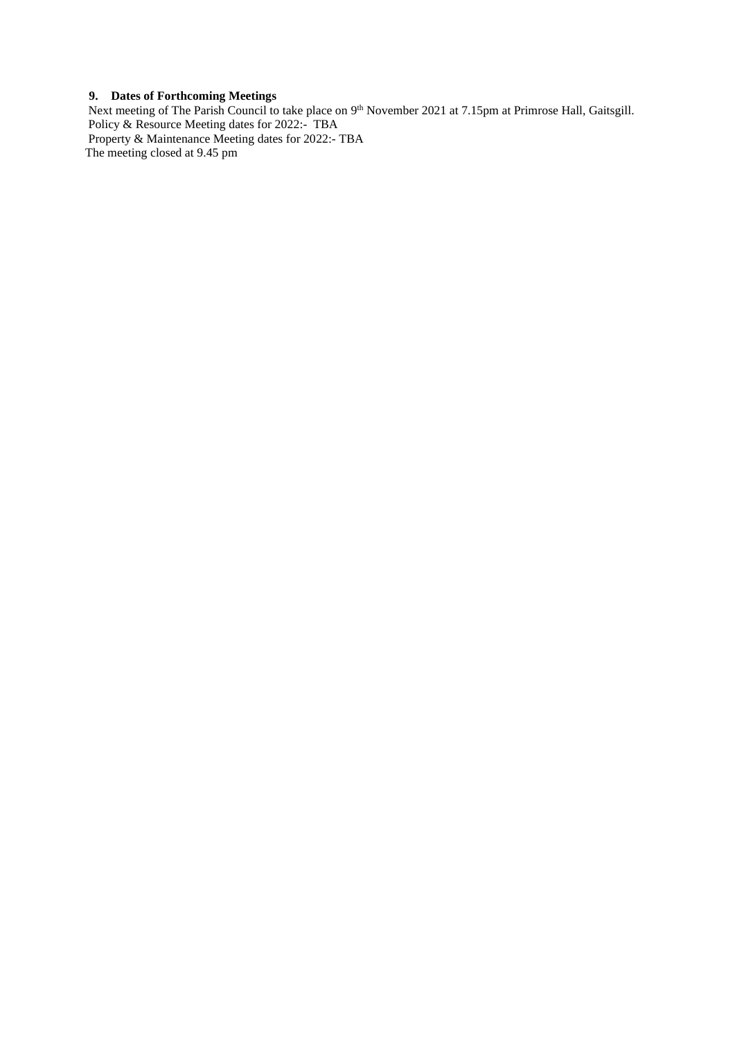**9. Dates of Forthcoming Meetings**

Next meeting of The Parish Council to take place on 9th November 2021 at 7.15pm at Primrose Hall, Gaitsgill.

Policy & Resource Meeting dates for 2022:- TBA

Property & Maintenance Meeting dates for 2022:- TBA

The meeting closed at 9.45 pm